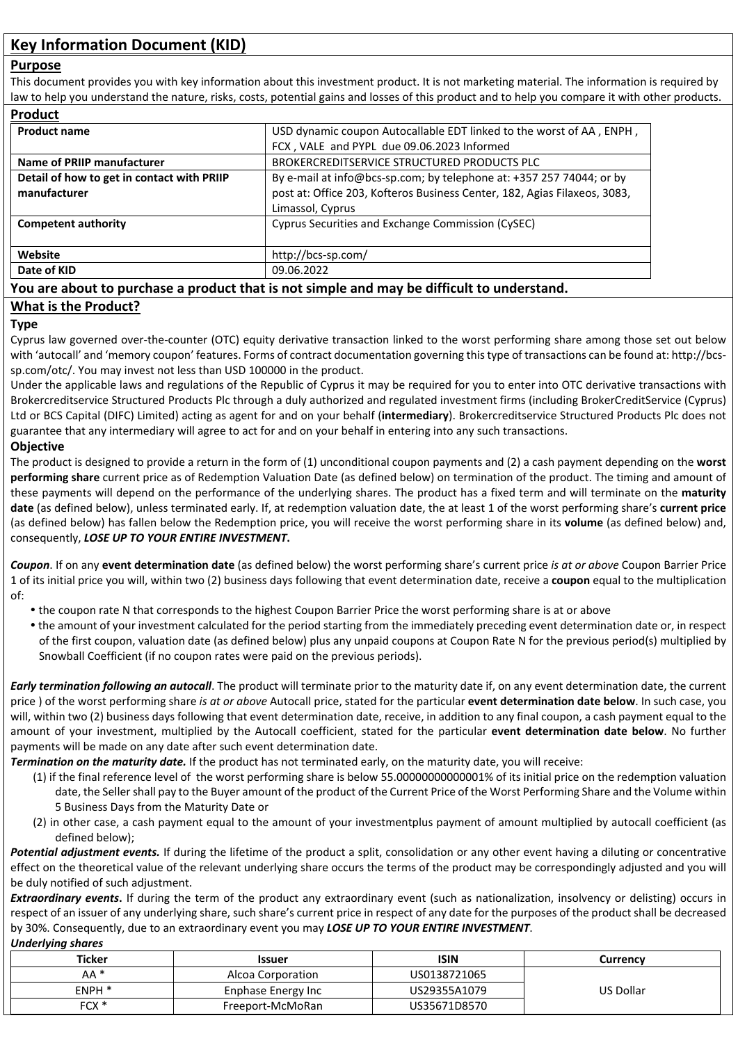## Key Information Document (KID)

### Purpose

This document provides you with key information about this investment product. It is not marketing material. The information is required by law to help you understand the nature, risks, costs, potential gains and losses of this product and to help you compare it with other products.

### Product

| | |
|---|---|
| **Product name** | USD dynamic coupon Autocallable EDT linked to the worst of AA , ENPH , FCX , VALE and PYPL due 09.06.2023 Informed |
| **Name of PRIIP manufacturer** | BROKERCREDITSERVICE STRUCTURED PRODUCTS PLC |
| **Detail of how to get in contact with PRIIP manufacturer** | By e-mail at info@bcs-sp.com; by telephone at: +357 257 74044; or by post at: Office 203, Kofteros Business Center, 182, Agias Filaxeos, 3083, Limassol, Cyprus |
| **Competent authority** | Cyprus Securities and Exchange Commission (CySEC) |
| **Website** | http://bcs-sp.com/ |
| **Date of KID** | 09.06.2022 |

**You are about to purchase a product that is not simple and may be difficult to understand.**

### What is the Product?

**Type**

Cyprus law governed over-the-counter (OTC) equity derivative transaction linked to the worst performing share among those set out below with 'autocall' and 'memory coupon' features. Forms of contract documentation governing this type of transactions can be found at: http://bcs-sp.com/otc/. You may invest not less than USD 100000 in the product.

Under the applicable laws and regulations of the Republic of Cyprus it may be required for you to enter into OTC derivative transactions with Brokercreditservice Structured Products Plc through a duly authorized and regulated investment firms (including BrokerCreditService (Cyprus) Ltd or BCS Capital (DIFC) Limited) acting as agent for and on your behalf (**intermediary**). Brokercreditservice Structured Products Plc does not guarantee that any intermediary will agree to act for and on your behalf in entering into any such transactions.

**Objective**

The product is designed to provide a return in the form of (1) unconditional coupon payments and (2) a cash payment depending on the **worst performing share** current price as of Redemption Valuation Date (as defined below) on termination of the product. The timing and amount of these payments will depend on the performance of the underlying shares. The product has a fixed term and will terminate on the **maturity date** (as defined below), unless terminated early. If, at redemption valuation date, the at least 1 of the worst performing share's **current price** (as defined below) has fallen below the Redemption price, you will receive the worst performing share in its **volume** (as defined below) and, consequently, ***LOSE UP TO YOUR ENTIRE INVESTMENT***.

***Coupon***. If on any **event determination date** (as defined below) the worst performing share's current price *is at or above* Coupon Barrier Price 1 of its initial price you will, within two (2) business days following that event determination date, receive a **coupon** equal to the multiplication of:

- the coupon rate N that corresponds to the highest Coupon Barrier Price the worst performing share is at or above
- the amount of your investment calculated for the period starting from the immediately preceding event determination date or, in respect of the first coupon, valuation date (as defined below) plus any unpaid coupons at Coupon Rate N for the previous period(s) multiplied by Snowball Coefficient (if no coupon rates were paid on the previous periods).

***Early termination following an autocall***. The product will terminate prior to the maturity date if, on any event determination date, the current price ) of the worst performing share *is at or above* Autocall price, stated for the particular **event determination date below**. In such case, you will, within two (2) business days following that event determination date, receive, in addition to any final coupon, a cash payment equal to the amount of your investment, multiplied by the Autocall coefficient, stated for the particular **event determination date below**. No further payments will be made on any date after such event determination date.

***Termination on the maturity date.*** If the product has not terminated early, on the maturity date, you will receive:

(1) if the final reference level of the worst performing share is below 55.00000000000001% of its initial price on the redemption valuation date, the Seller shall pay to the Buyer amount of the product of the Current Price of the Worst Performing Share and the Volume within 5 Business Days from the Maturity Date or

(2) in other case, a cash payment equal to the amount of your investmentplus payment of amount multiplied by autocall coefficient (as defined below);

***Potential adjustment events.*** If during the lifetime of the product a split, consolidation or any other event having a diluting or concentrative effect on the theoretical value of the relevant underlying share occurs the terms of the product may be correspondingly adjusted and you will be duly notified of such adjustment.

***Extraordinary events***. If during the term of the product any extraordinary event (such as nationalization, insolvency or delisting) occurs in respect of an issuer of any underlying share, such share's current price in respect of any date for the purposes of the product shall be decreased by 30%. Consequently, due to an extraordinary event you may ***LOSE UP TO YOUR ENTIRE INVESTMENT***.

***Underlying shares***

| Ticker | Issuer | ISIN | Currency |
|---|---|---|---|
| AA * | Alcoa Corporation | US0138721065 | US Dollar |
| ENPH * | Enphase Energy Inc | US29355A1079 | |
| FCX * | Freeport-McMoRan | US35671D8570 | |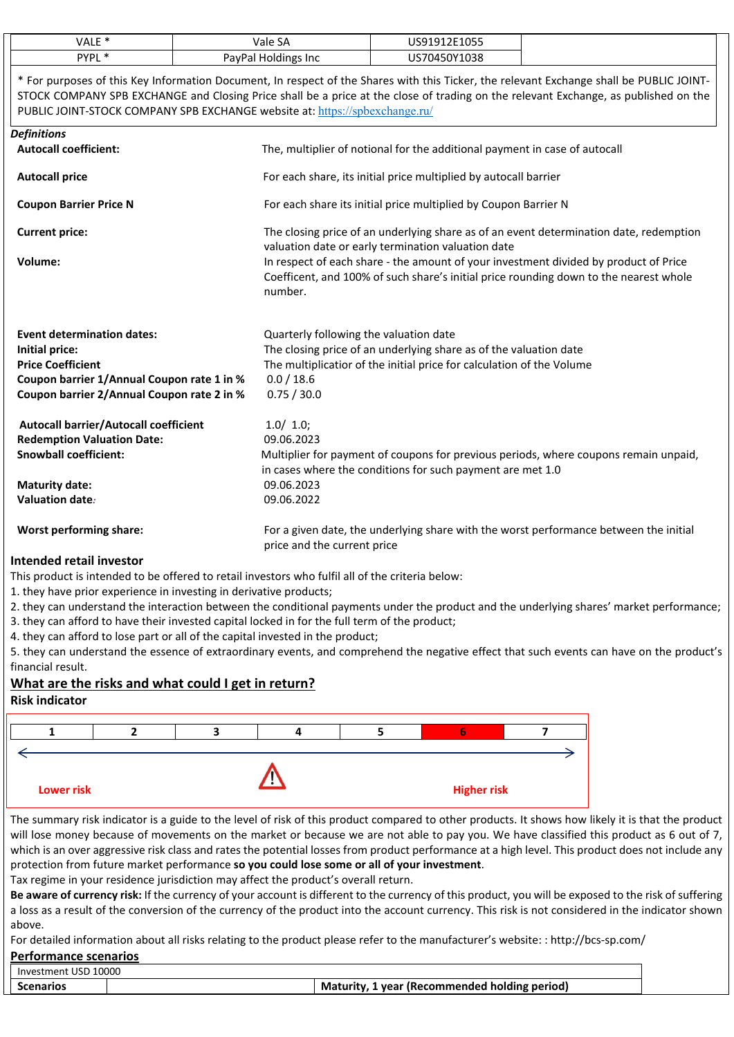| VALE * | Vale SA | US91912E1055 | |
|---|---|---|---|
| PYPL * | PayPal Holdings Inc | US70450Y1038 | |

* For purposes of this Key Information Document, In respect of the Shares with this Ticker, the relevant Exchange shall be PUBLIC JOINT-STOCK COMPANY SPB EXCHANGE and Closing Price shall be a price at the close of trading on the relevant Exchange, as published on the PUBLIC JOINT-STOCK COMPANY SPB EXCHANGE website at: https://spbexchange.ru/

***Definitions***

| | |
|---|---|
| **Autocall coefficient:** | The, multiplier of notional for the additional payment in case of autocall |
| **Autocall price** | For each share, its initial price multiplied by autocall barrier |
| **Coupon Barrier Price N** | For each share its initial price multiplied by Coupon Barrier N |
| **Current price:** | The closing price of an underlying share as of an event determination date, redemption valuation date or early termination valuation date |
| **Volume:** | In respect of each share - the amount of your investment divided by product of Price Coefficent, and 100% of such share's initial price rounding down to the nearest whole number. |
| **Event determination dates:** | Quarterly following the valuation date |
| **Initial price:** | The closing price of an underlying share as of the valuation date |
| **Price Coefficient** | The multiplicatior of the initial price for calculation of the Volume |
| **Coupon barrier 1/Annual Coupon rate 1 in %** | 0.0 / 18.6 |
| **Coupon barrier 2/Annual Coupon rate 2 in %** | 0.75 / 30.0 |
| **Autocall barrier/Autocall coefficient** | 1.0/ 1.0; |
| **Redemption Valuation Date:** | 09.06.2023 |
| **Snowball coefficient:** | Multiplier for payment of coupons for previous periods, where coupons remain unpaid, in cases where the conditions for such payment are met 1.0 |
| **Maturity date:** | 09.06.2023 |
| **Valuation date:** | 09.06.2022 |
| **Worst performing share:** | For a given date, the underlying share with the worst performance between the initial price and the current price |

## Intended retail investor

This product is intended to be offered to retail investors who fulfil all of the criteria below:

1. they have prior experience in investing in derivative products;
2. they can understand the interaction between the conditional payments under the product and the underlying shares' market performance;
3. they can afford to have their invested capital locked in for the full term of the product;
4. they can afford to lose part or all of the capital invested in the product;
5. they can understand the essence of extraordinary events, and comprehend the negative effect that such events can have on the product's financial result.

## What are the risks and what could I get in return?

### Risk indicator

| 1 | 2 | 3 | 4 | 5 | **6** | 7 |
|---|---|---|---|---|---|---|

Lower risk ← → Higher risk

The summary risk indicator is a guide to the level of risk of this product compared to other products. It shows how likely it is that the product will lose money because of movements on the market or because we are not able to pay you. We have classified this product as 6 out of 7, which is an over aggressive risk class and rates the potential losses from product performance at a high level. This product does not include any protection from future market performance **so you could lose some or all of your investment**.

Tax regime in your residence jurisdiction may affect the product's overall return.

**Be aware of currency risk:** If the currency of your account is different to the currency of this product, you will be exposed to the risk of suffering a loss as a result of the conversion of the currency of the product into the account currency. This risk is not considered in the indicator shown above.

For detailed information about all risks relating to the product please refer to the manufacturer's website: : http://bcs-sp.com/

### Performance scenarios

| Investment USD 10000 | | |
|---|---|---|
| **Scenarios** | | **Maturity, 1 year (Recommended holding period)** |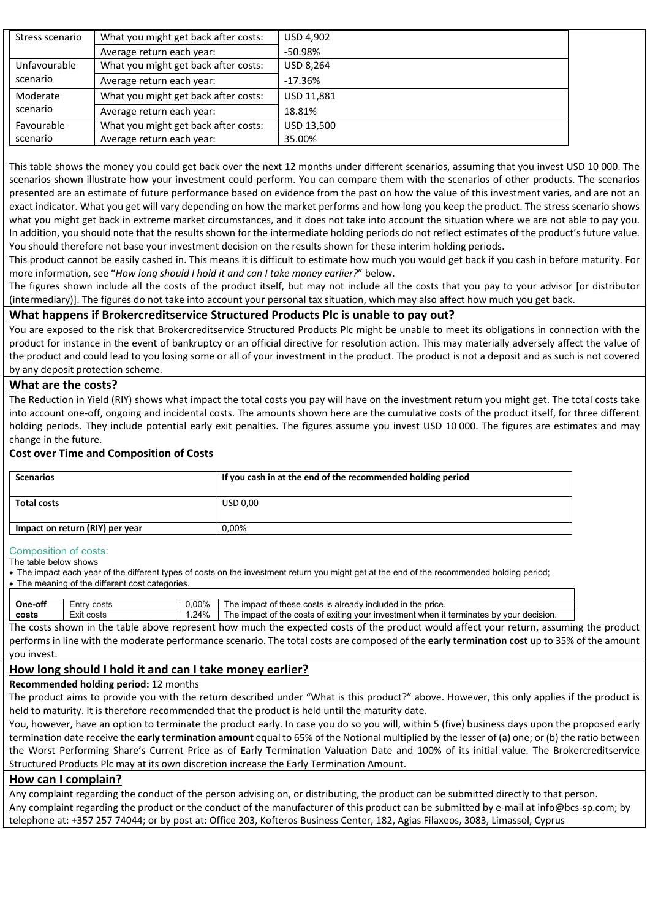| | | |
|---|---|---|
| Stress scenario | What you might get back after costs: | USD 4,902 |
| | Average return each year: | -50.98% |
| Unfavourable scenario | What you might get back after costs: | USD 8,264 |
| | Average return each year: | -17.36% |
| Moderate scenario | What you might get back after costs: | USD 11,881 |
| | Average return each year: | 18.81% |
| Favourable scenario | What you might get back after costs: | USD 13,500 |
| | Average return each year: | 35.00% |

This table shows the money you could get back over the next 12 months under different scenarios, assuming that you invest USD 10 000. The scenarios shown illustrate how your investment could perform. You can compare them with the scenarios of other products. The scenarios presented are an estimate of future performance based on evidence from the past on how the value of this investment varies, and are not an exact indicator. What you get will vary depending on how the market performs and how long you keep the product. The stress scenario shows what you might get back in extreme market circumstances, and it does not take into account the situation where we are not able to pay you. In addition, you should note that the results shown for the intermediate holding periods do not reflect estimates of the product's future value. You should therefore not base your investment decision on the results shown for these interim holding periods.

This product cannot be easily cashed in. This means it is difficult to estimate how much you would get back if you cash in before maturity. For more information, see "*How long should I hold it and can I take money earlier?*" below.

The figures shown include all the costs of the product itself, but may not include all the costs that you pay to your advisor [or distributor (intermediary)]. The figures do not take into account your personal tax situation, which may also affect how much you get back.

## What happens if Brokercreditservice Structured Products Plc is unable to pay out?

You are exposed to the risk that Brokercreditservice Structured Products Plc might be unable to meet its obligations in connection with the product for instance in the event of bankruptcy or an official directive for resolution action. This may materially adversely affect the value of the product and could lead to you losing some or all of your investment in the product. The product is not a deposit and as such is not covered by any deposit protection scheme.

## What are the costs?

The Reduction in Yield (RIY) shows what impact the total costs you pay will have on the investment return you might get. The total costs take into account one-off, ongoing and incidental costs. The amounts shown here are the cumulative costs of the product itself, for three different holding periods. They include potential early exit penalties. The figures assume you invest USD 10 000. The figures are estimates and may change in the future.

### Cost over Time and Composition of Costs

| Scenarios | If you cash in at the end of the recommended holding period |
|---|---|
| **Total costs** | USD 0,00 |
| **Impact on return (RIY) per year** | 0,00% |

Composition of costs:

The table below shows

- The impact each year of the different types of costs on the investment return you might get at the end of the recommended holding period;
- The meaning of the different cost categories.

| | | | |
|---|---|---|---|
| **One-off costs** | Entry costs | 0,00% | The impact of these costs is already included in the price. |
| | Exit costs | 1.24% | The impact of the costs of exiting your investment when it terminates by your decision. |

The costs shown in the table above represent how much the expected costs of the product would affect your return, assuming the product performs in line with the moderate performance scenario. The total costs are composed of the **early termination cost** up to 35% of the amount you invest.

## How long should I hold it and can I take money earlier?

**Recommended holding period:** 12 months

The product aims to provide you with the return described under "What is this product?" above. However, this only applies if the product is held to maturity. It is therefore recommended that the product is held until the maturity date.

You, however, have an option to terminate the product early. In case you do so you will, within 5 (five) business days upon the proposed early termination date receive the **early termination amount** equal to 65% of the Notional multiplied by the lesser of (a) one; or (b) the ratio between the Worst Performing Share's Current Price as of Early Termination Valuation Date and 100% of its initial value. The Brokercreditservice Structured Products Plc may at its own discretion increase the Early Termination Amount.

## How can I complain?

Any complaint regarding the conduct of the person advising on, or distributing, the product can be submitted directly to that person.

Any complaint regarding the product or the conduct of the manufacturer of this product can be submitted by e-mail at info@bcs-sp.com; by telephone at: +357 257 74044; or by post at: Office 203, Kofteros Business Center, 182, Agias Filaxeos, 3083, Limassol, Cyprus